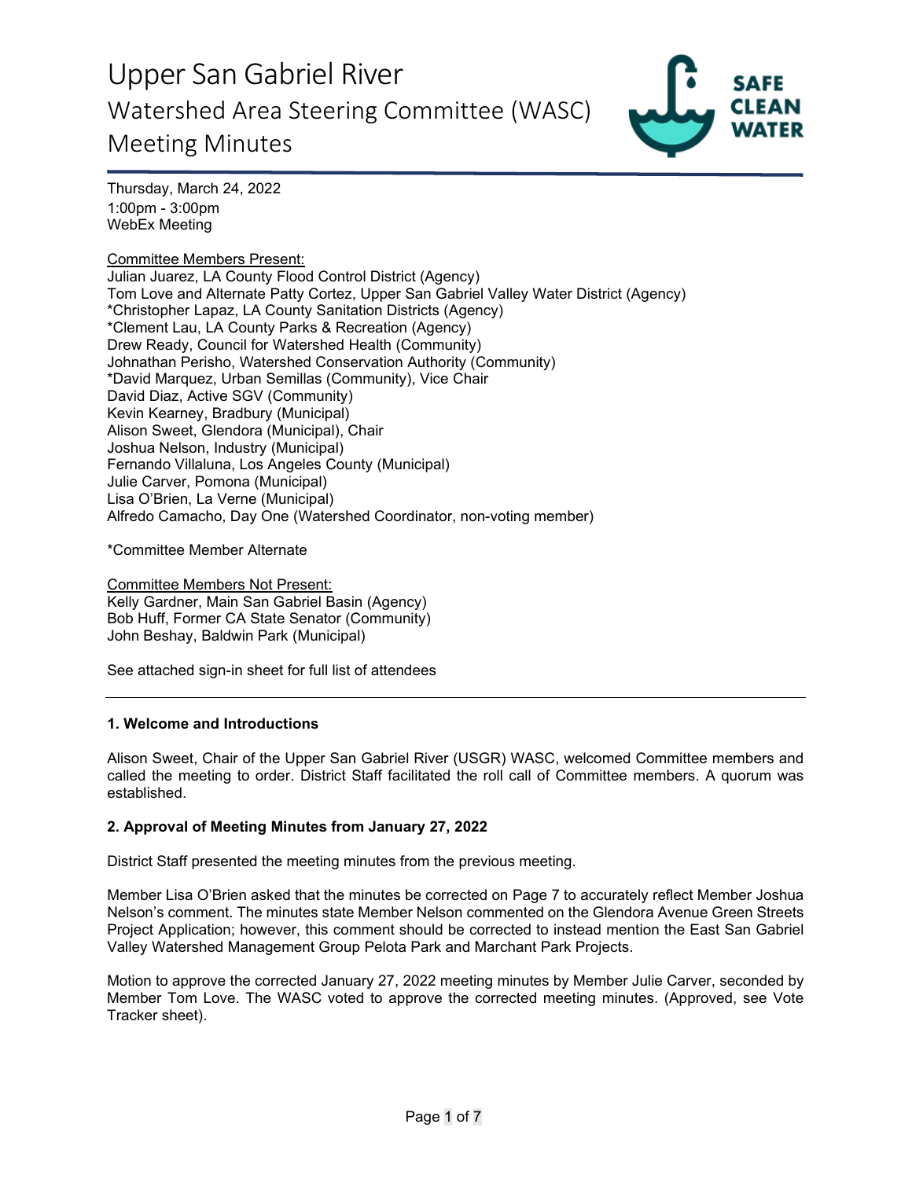# Upper San Gabriel River

## Watershed Area Steering Committee (WASC) Meeting Minutes

Thursday, March 24, 2022
1:00pm - 3:00pm
WebEx Meeting

Committee Members Present:
Julian Juarez, LA County Flood Control District (Agency)
Tom Love and Alternate Patty Cortez, Upper San Gabriel Valley Water District (Agency)
*Christopher Lapaz, LA County Sanitation Districts (Agency)
*Clement Lau, LA County Parks & Recreation (Agency)
Drew Ready, Council for Watershed Health (Community)
Johnathan Perisho, Watershed Conservation Authority (Community)
*David Marquez, Urban Semillas (Community), Vice Chair
David Diaz, Active SGV (Community)
Kevin Kearney, Bradbury (Municipal)
Alison Sweet, Glendora (Municipal), Chair
Joshua Nelson, Industry (Municipal)
Fernando Villaluna, Los Angeles County (Municipal)
Julie Carver, Pomona (Municipal)
Lisa O'Brien, La Verne (Municipal)
Alfredo Camacho, Day One (Watershed Coordinator, non-voting member)

*Committee Member Alternate

Committee Members Not Present:
Kelly Gardner, Main San Gabriel Basin (Agency)
Bob Huff, Former CA State Senator (Community)
John Beshay, Baldwin Park (Municipal)

See attached sign-in sheet for full list of attendees

---

**1. Welcome and Introductions**

Alison Sweet, Chair of the Upper San Gabriel River (USGR) WASC, welcomed Committee members and called the meeting to order. District Staff facilitated the roll call of Committee members. A quorum was established.

**2. Approval of Meeting Minutes from January 27, 2022**

District Staff presented the meeting minutes from the previous meeting.

Member Lisa O'Brien asked that the minutes be corrected on Page 7 to accurately reflect Member Joshua Nelson's comment. The minutes state Member Nelson commented on the Glendora Avenue Green Streets Project Application; however, this comment should be corrected to instead mention the East San Gabriel Valley Watershed Management Group Pelota Park and Marchant Park Projects.

Motion to approve the corrected January 27, 2022 meeting minutes by Member Julie Carver, seconded by Member Tom Love. The WASC voted to approve the corrected meeting minutes. (Approved, see Vote Tracker sheet).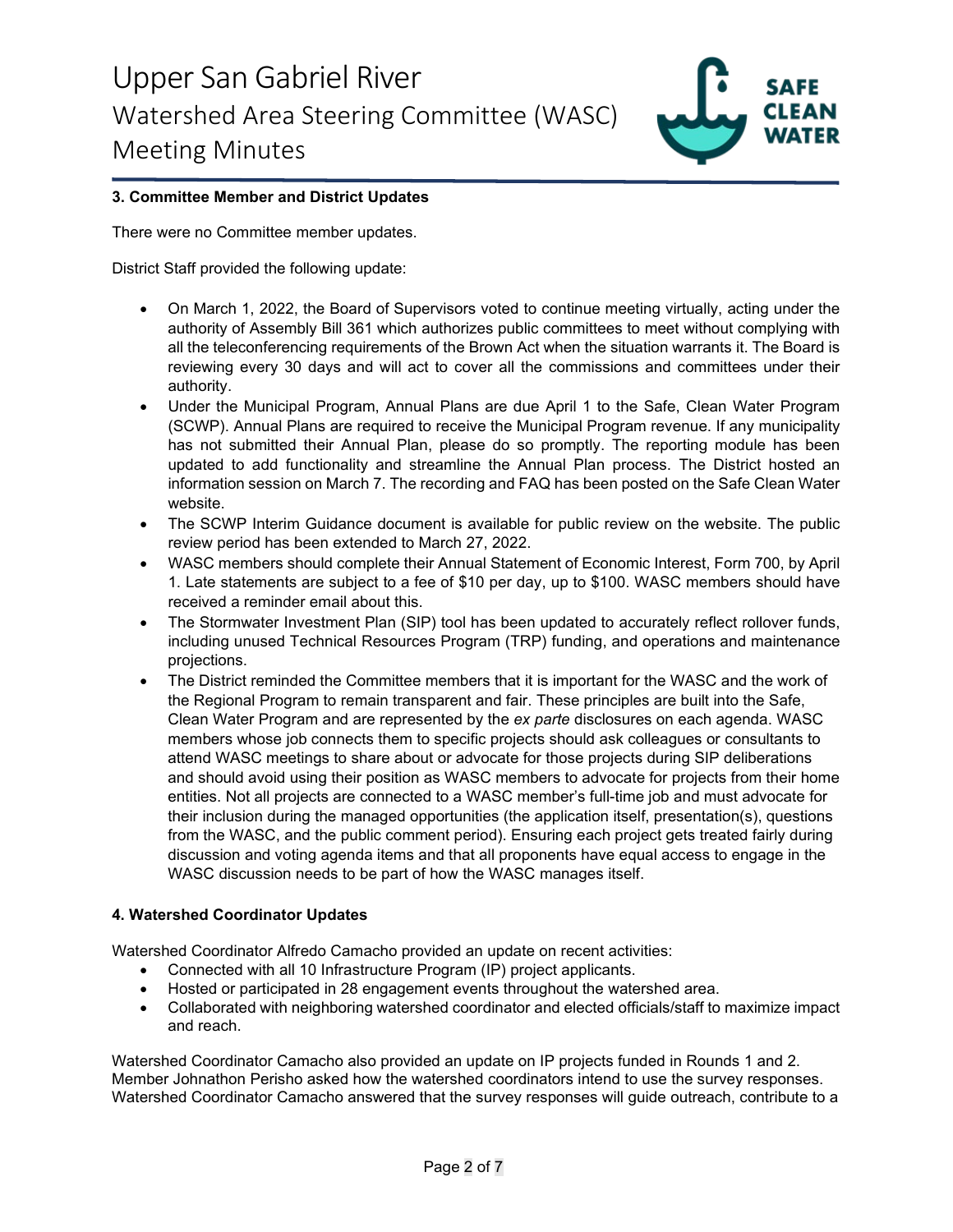### 3. Committee Member and District Updates

There were no Committee member updates.

District Staff provided the following update:

- On March 1, 2022, the Board of Supervisors voted to continue meeting virtually, acting under the authority of Assembly Bill 361 which authorizes public committees to meet without complying with all the teleconferencing requirements of the Brown Act when the situation warrants it. The Board is reviewing every 30 days and will act to cover all the commissions and committees under their authority.
- Under the Municipal Program, Annual Plans are due April 1 to the Safe, Clean Water Program (SCWP). Annual Plans are required to receive the Municipal Program revenue. If any municipality has not submitted their Annual Plan, please do so promptly. The reporting module has been updated to add functionality and streamline the Annual Plan process. The District hosted an information session on March 7. The recording and FAQ has been posted on the Safe Clean Water website.
- The SCWP Interim Guidance document is available for public review on the website. The public review period has been extended to March 27, 2022.
- WASC members should complete their Annual Statement of Economic Interest, Form 700, by April 1. Late statements are subject to a fee of $10 per day, up to $100. WASC members should have received a reminder email about this.
- The Stormwater Investment Plan (SIP) tool has been updated to accurately reflect rollover funds, including unused Technical Resources Program (TRP) funding, and operations and maintenance projections.
- The District reminded the Committee members that it is important for the WASC and the work of the Regional Program to remain transparent and fair. These principles are built into the Safe, Clean Water Program and are represented by the *ex parte* disclosures on each agenda. WASC members whose job connects them to specific projects should ask colleagues or consultants to attend WASC meetings to share about or advocate for those projects during SIP deliberations and should avoid using their position as WASC members to advocate for projects from their home entities. Not all projects are connected to a WASC member's full-time job and must advocate for their inclusion during the managed opportunities (the application itself, presentation(s), questions from the WASC, and the public comment period). Ensuring each project gets treated fairly during discussion and voting agenda items and that all proponents have equal access to engage in the WASC discussion needs to be part of how the WASC manages itself.

### 4. Watershed Coordinator Updates

Watershed Coordinator Alfredo Camacho provided an update on recent activities:

- Connected with all 10 Infrastructure Program (IP) project applicants.
- Hosted or participated in 28 engagement events throughout the watershed area.
- Collaborated with neighboring watershed coordinator and elected officials/staff to maximize impact and reach.

Watershed Coordinator Camacho also provided an update on IP projects funded in Rounds 1 and 2. Member Johnathon Perisho asked how the watershed coordinators intend to use the survey responses. Watershed Coordinator Camacho answered that the survey responses will guide outreach, contribute to a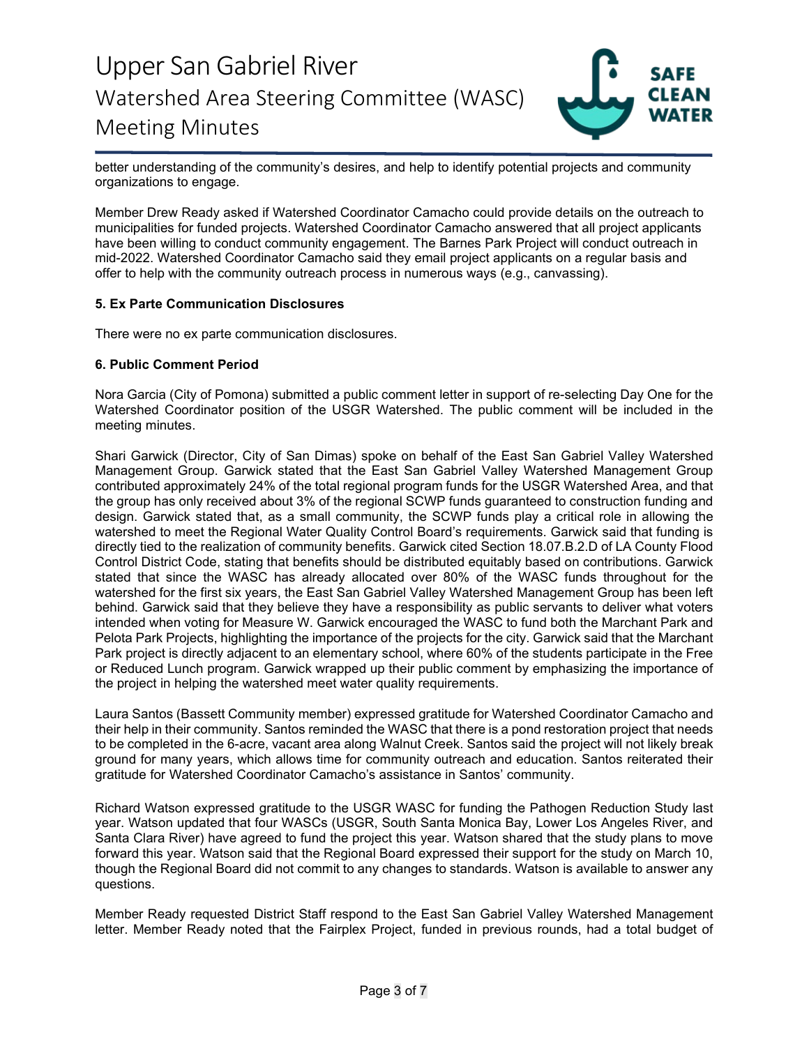better understanding of the community's desires, and help to identify potential projects and community organizations to engage.

Member Drew Ready asked if Watershed Coordinator Camacho could provide details on the outreach to municipalities for funded projects. Watershed Coordinator Camacho answered that all project applicants have been willing to conduct community engagement. The Barnes Park Project will conduct outreach in mid-2022. Watershed Coordinator Camacho said they email project applicants on a regular basis and offer to help with the community outreach process in numerous ways (e.g., canvassing).

**5. Ex Parte Communication Disclosures**

There were no ex parte communication disclosures.

**6. Public Comment Period**

Nora Garcia (City of Pomona) submitted a public comment letter in support of re-selecting Day One for the Watershed Coordinator position of the USGR Watershed. The public comment will be included in the meeting minutes.

Shari Garwick (Director, City of San Dimas) spoke on behalf of the East San Gabriel Valley Watershed Management Group. Garwick stated that the East San Gabriel Valley Watershed Management Group contributed approximately 24% of the total regional program funds for the USGR Watershed Area, and that the group has only received about 3% of the regional SCWP funds guaranteed to construction funding and design. Garwick stated that, as a small community, the SCWP funds play a critical role in allowing the watershed to meet the Regional Water Quality Control Board's requirements. Garwick said that funding is directly tied to the realization of community benefits. Garwick cited Section 18.07.B.2.D of LA County Flood Control District Code, stating that benefits should be distributed equitably based on contributions. Garwick stated that since the WASC has already allocated over 80% of the WASC funds throughout for the watershed for the first six years, the East San Gabriel Valley Watershed Management Group has been left behind. Garwick said that they believe they have a responsibility as public servants to deliver what voters intended when voting for Measure W. Garwick encouraged the WASC to fund both the Marchant Park and Pelota Park Projects, highlighting the importance of the projects for the city. Garwick said that the Marchant Park project is directly adjacent to an elementary school, where 60% of the students participate in the Free or Reduced Lunch program. Garwick wrapped up their public comment by emphasizing the importance of the project in helping the watershed meet water quality requirements.

Laura Santos (Bassett Community member) expressed gratitude for Watershed Coordinator Camacho and their help in their community. Santos reminded the WASC that there is a pond restoration project that needs to be completed in the 6-acre, vacant area along Walnut Creek. Santos said the project will not likely break ground for many years, which allows time for community outreach and education. Santos reiterated their gratitude for Watershed Coordinator Camacho's assistance in Santos' community.

Richard Watson expressed gratitude to the USGR WASC for funding the Pathogen Reduction Study last year. Watson updated that four WASCs (USGR, South Santa Monica Bay, Lower Los Angeles River, and Santa Clara River) have agreed to fund the project this year. Watson shared that the study plans to move forward this year. Watson said that the Regional Board expressed their support for the study on March 10, though the Regional Board did not commit to any changes to standards. Watson is available to answer any questions.

Member Ready requested District Staff respond to the East San Gabriel Valley Watershed Management letter. Member Ready noted that the Fairplex Project, funded in previous rounds, had a total budget of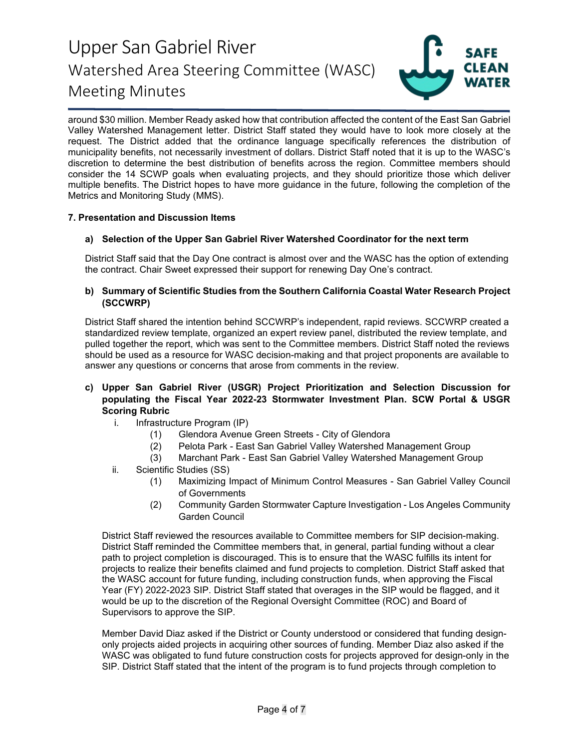around $30 million. Member Ready asked how that contribution affected the content of the East San Gabriel Valley Watershed Management letter. District Staff stated they would have to look more closely at the request. The District added that the ordinance language specifically references the distribution of municipality benefits, not necessarily investment of dollars. District Staff noted that it is up to the WASC's discretion to determine the best distribution of benefits across the region. Committee members should consider the 14 SCWP goals when evaluating projects, and they should prioritize those which deliver multiple benefits. The District hopes to have more guidance in the future, following the completion of the Metrics and Monitoring Study (MMS).

**7. Presentation and Discussion Items**

**a) Selection of the Upper San Gabriel River Watershed Coordinator for the next term**

District Staff said that the Day One contract is almost over and the WASC has the option of extending the contract. Chair Sweet expressed their support for renewing Day One's contract.

**b) Summary of Scientific Studies from the Southern California Coastal Water Research Project (SCCWRP)**

District Staff shared the intention behind SCCWRP's independent, rapid reviews. SCCWRP created a standardized review template, organized an expert review panel, distributed the review template, and pulled together the report, which was sent to the Committee members. District Staff noted the reviews should be used as a resource for WASC decision-making and that project proponents are available to answer any questions or concerns that arose from comments in the review.

**c) Upper San Gabriel River (USGR) Project Prioritization and Selection Discussion for populating the Fiscal Year 2022-23 Stormwater Investment Plan. SCW Portal & USGR Scoring Rubric**

i. Infrastructure Program (IP)
   (1) Glendora Avenue Green Streets - City of Glendora
   (2) Pelota Park - East San Gabriel Valley Watershed Management Group
   (3) Marchant Park - East San Gabriel Valley Watershed Management Group

ii. Scientific Studies (SS)
   (1) Maximizing Impact of Minimum Control Measures - San Gabriel Valley Council of Governments
   (2) Community Garden Stormwater Capture Investigation - Los Angeles Community Garden Council

District Staff reviewed the resources available to Committee members for SIP decision-making. District Staff reminded the Committee members that, in general, partial funding without a clear path to project completion is discouraged. This is to ensure that the WASC fulfills its intent for projects to realize their benefits claimed and fund projects to completion. District Staff asked that the WASC account for future funding, including construction funds, when approving the Fiscal Year (FY) 2022-2023 SIP. District Staff stated that overages in the SIP would be flagged, and it would be up to the discretion of the Regional Oversight Committee (ROC) and Board of Supervisors to approve the SIP.

Member David Diaz asked if the District or County understood or considered that funding design-only projects aided projects in acquiring other sources of funding. Member Diaz also asked if the WASC was obligated to fund future construction costs for projects approved for design-only in the SIP. District Staff stated that the intent of the program is to fund projects through completion to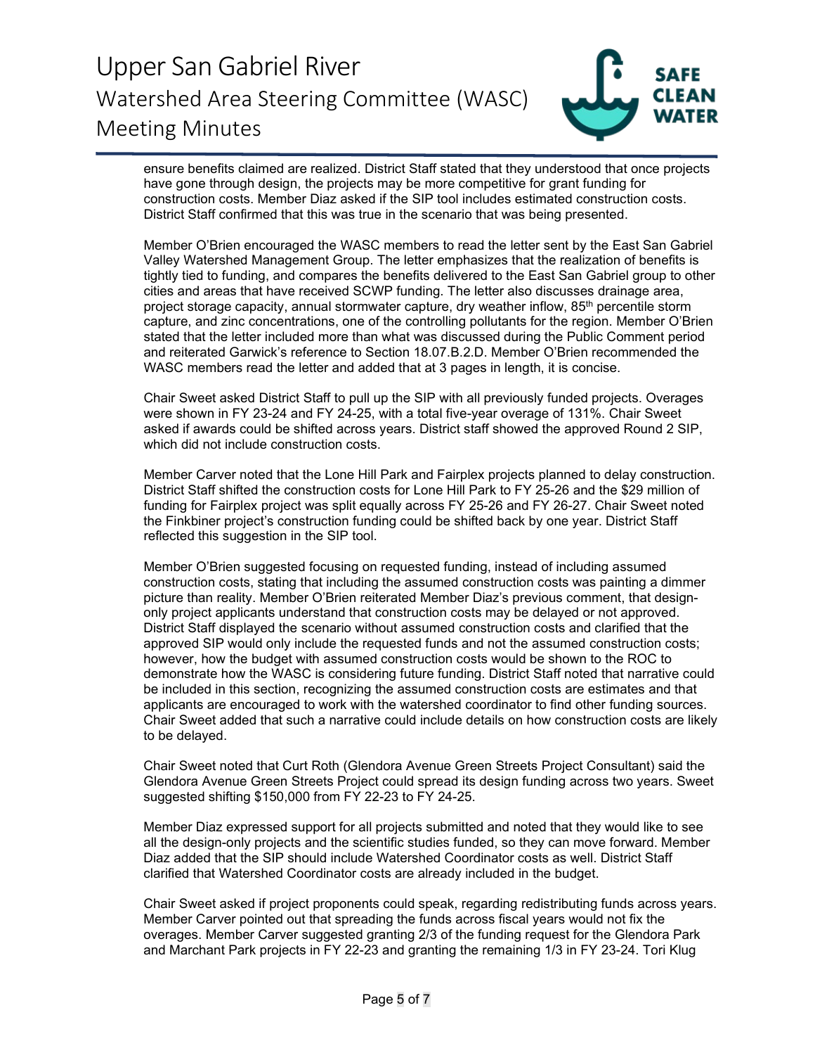ensure benefits claimed are realized. District Staff stated that they understood that once projects have gone through design, the projects may be more competitive for grant funding for construction costs. Member Diaz asked if the SIP tool includes estimated construction costs. District Staff confirmed that this was true in the scenario that was being presented.

Member O'Brien encouraged the WASC members to read the letter sent by the East San Gabriel Valley Watershed Management Group. The letter emphasizes that the realization of benefits is tightly tied to funding, and compares the benefits delivered to the East San Gabriel group to other cities and areas that have received SCWP funding. The letter also discusses drainage area, project storage capacity, annual stormwater capture, dry weather inflow, 85th percentile storm capture, and zinc concentrations, one of the controlling pollutants for the region. Member O'Brien stated that the letter included more than what was discussed during the Public Comment period and reiterated Garwick's reference to Section 18.07.B.2.D. Member O'Brien recommended the WASC members read the letter and added that at 3 pages in length, it is concise.

Chair Sweet asked District Staff to pull up the SIP with all previously funded projects. Overages were shown in FY 23-24 and FY 24-25, with a total five-year overage of 131%. Chair Sweet asked if awards could be shifted across years. District staff showed the approved Round 2 SIP, which did not include construction costs.

Member Carver noted that the Lone Hill Park and Fairplex projects planned to delay construction. District Staff shifted the construction costs for Lone Hill Park to FY 25-26 and the $29 million of funding for Fairplex project was split equally across FY 25-26 and FY 26-27. Chair Sweet noted the Finkbiner project's construction funding could be shifted back by one year. District Staff reflected this suggestion in the SIP tool.

Member O'Brien suggested focusing on requested funding, instead of including assumed construction costs, stating that including the assumed construction costs was painting a dimmer picture than reality. Member O'Brien reiterated Member Diaz's previous comment, that design-only project applicants understand that construction costs may be delayed or not approved. District Staff displayed the scenario without assumed construction costs and clarified that the approved SIP would only include the requested funds and not the assumed construction costs; however, how the budget with assumed construction costs would be shown to the ROC to demonstrate how the WASC is considering future funding. District Staff noted that narrative could be included in this section, recognizing the assumed construction costs are estimates and that applicants are encouraged to work with the watershed coordinator to find other funding sources. Chair Sweet added that such a narrative could include details on how construction costs are likely to be delayed.

Chair Sweet noted that Curt Roth (Glendora Avenue Green Streets Project Consultant) said the Glendora Avenue Green Streets Project could spread its design funding across two years. Sweet suggested shifting $150,000 from FY 22-23 to FY 24-25.

Member Diaz expressed support for all projects submitted and noted that they would like to see all the design-only projects and the scientific studies funded, so they can move forward. Member Diaz added that the SIP should include Watershed Coordinator costs as well. District Staff clarified that Watershed Coordinator costs are already included in the budget.

Chair Sweet asked if project proponents could speak, regarding redistributing funds across years. Member Carver pointed out that spreading the funds across fiscal years would not fix the overages. Member Carver suggested granting 2/3 of the funding request for the Glendora Park and Marchant Park projects in FY 22-23 and granting the remaining 1/3 in FY 23-24. Tori Klug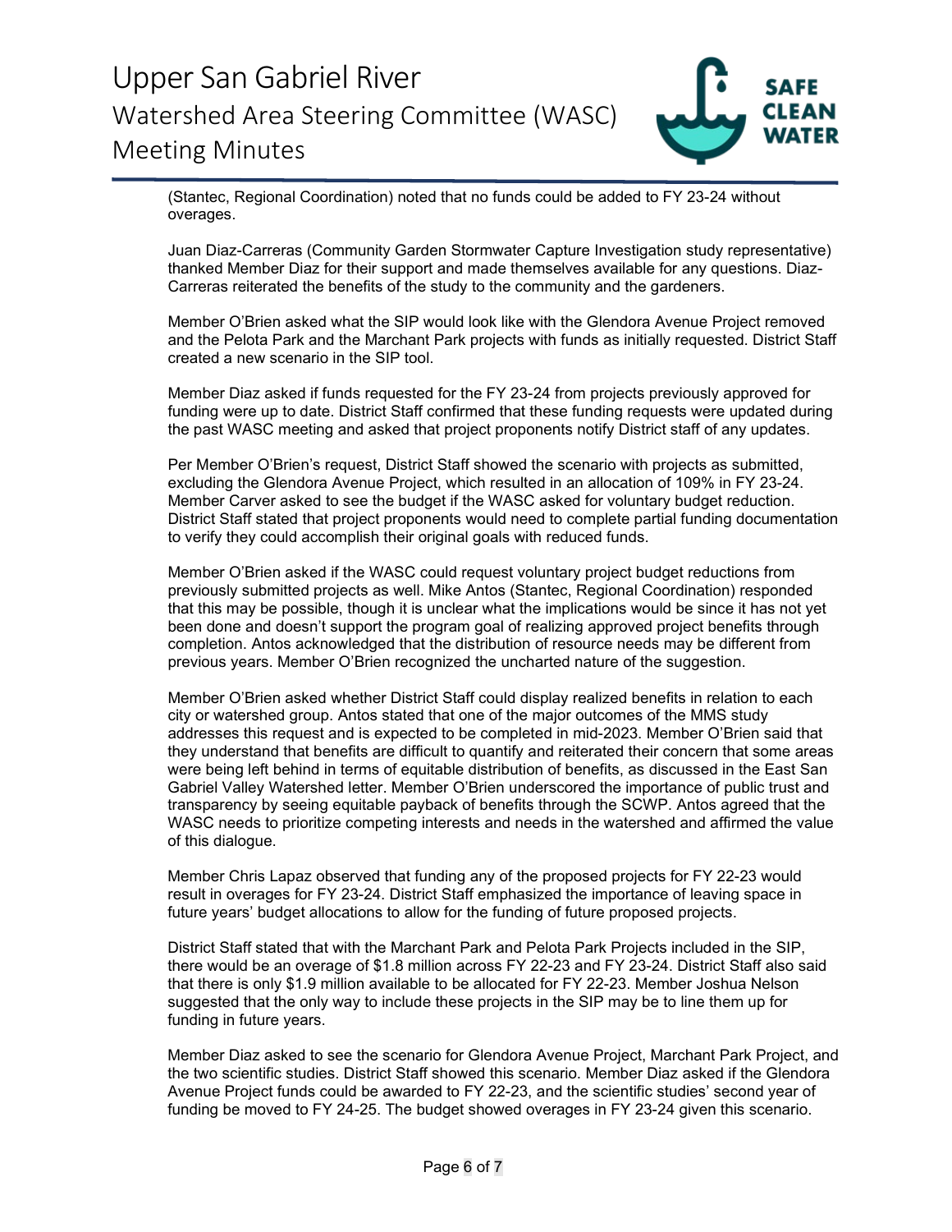(Stantec, Regional Coordination) noted that no funds could be added to FY 23-24 without overages.

Juan Diaz-Carreras (Community Garden Stormwater Capture Investigation study representative) thanked Member Diaz for their support and made themselves available for any questions. Diaz-Carreras reiterated the benefits of the study to the community and the gardeners.

Member O'Brien asked what the SIP would look like with the Glendora Avenue Project removed and the Pelota Park and the Marchant Park projects with funds as initially requested. District Staff created a new scenario in the SIP tool.

Member Diaz asked if funds requested for the FY 23-24 from projects previously approved for funding were up to date. District Staff confirmed that these funding requests were updated during the past WASC meeting and asked that project proponents notify District staff of any updates.

Per Member O'Brien's request, District Staff showed the scenario with projects as submitted, excluding the Glendora Avenue Project, which resulted in an allocation of 109% in FY 23-24. Member Carver asked to see the budget if the WASC asked for voluntary budget reduction. District Staff stated that project proponents would need to complete partial funding documentation to verify they could accomplish their original goals with reduced funds.

Member O'Brien asked if the WASC could request voluntary project budget reductions from previously submitted projects as well. Mike Antos (Stantec, Regional Coordination) responded that this may be possible, though it is unclear what the implications would be since it has not yet been done and doesn't support the program goal of realizing approved project benefits through completion. Antos acknowledged that the distribution of resource needs may be different from previous years. Member O'Brien recognized the uncharted nature of the suggestion.

Member O'Brien asked whether District Staff could display realized benefits in relation to each city or watershed group. Antos stated that one of the major outcomes of the MMS study addresses this request and is expected to be completed in mid-2023. Member O'Brien said that they understand that benefits are difficult to quantify and reiterated their concern that some areas were being left behind in terms of equitable distribution of benefits, as discussed in the East San Gabriel Valley Watershed letter. Member O'Brien underscored the importance of public trust and transparency by seeing equitable payback of benefits through the SCWP. Antos agreed that the WASC needs to prioritize competing interests and needs in the watershed and affirmed the value of this dialogue.

Member Chris Lapaz observed that funding any of the proposed projects for FY 22-23 would result in overages for FY 23-24. District Staff emphasized the importance of leaving space in future years' budget allocations to allow for the funding of future proposed projects.

District Staff stated that with the Marchant Park and Pelota Park Projects included in the SIP, there would be an overage of $1.8 million across FY 22-23 and FY 23-24. District Staff also said that there is only $1.9 million available to be allocated for FY 22-23. Member Joshua Nelson suggested that the only way to include these projects in the SIP may be to line them up for funding in future years.

Member Diaz asked to see the scenario for Glendora Avenue Project, Marchant Park Project, and the two scientific studies. District Staff showed this scenario. Member Diaz asked if the Glendora Avenue Project funds could be awarded to FY 22-23, and the scientific studies' second year of funding be moved to FY 24-25. The budget showed overages in FY 23-24 given this scenario.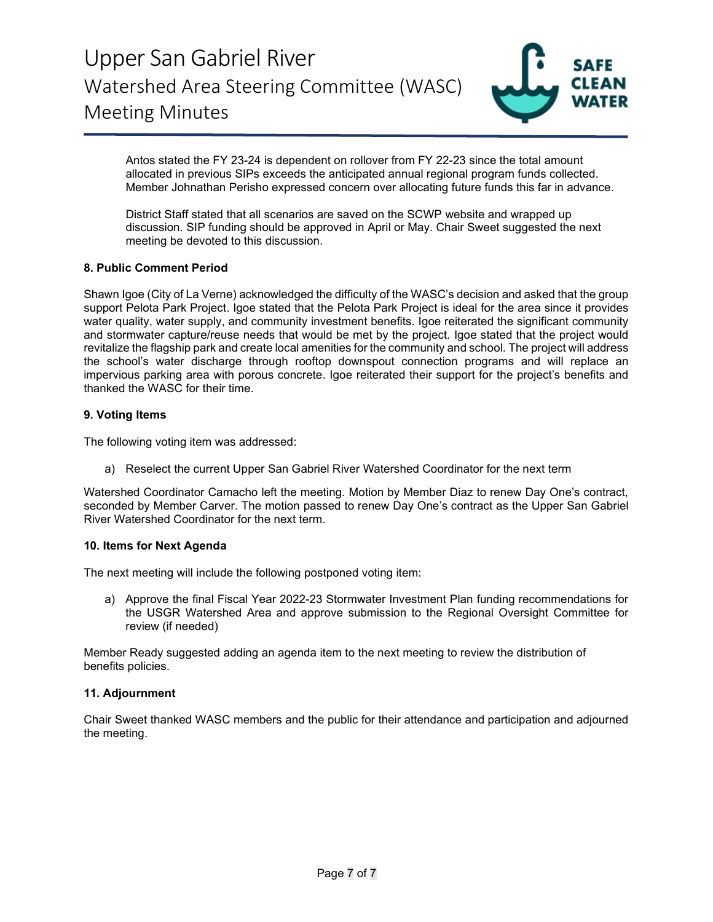Antos stated the FY 23-24 is dependent on rollover from FY 22-23 since the total amount allocated in previous SIPs exceeds the anticipated annual regional program funds collected. Member Johnathan Perisho expressed concern over allocating future funds this far in advance.

District Staff stated that all scenarios are saved on the SCWP website and wrapped up discussion. SIP funding should be approved in April or May. Chair Sweet suggested the next meeting be devoted to this discussion.

**8. Public Comment Period**

Shawn Igoe (City of La Verne) acknowledged the difficulty of the WASC's decision and asked that the group support Pelota Park Project. Igoe stated that the Pelota Park Project is ideal for the area since it provides water quality, water supply, and community investment benefits. Igoe reiterated the significant community and stormwater capture/reuse needs that would be met by the project. Igoe stated that the project would revitalize the flagship park and create local amenities for the community and school. The project will address the school's water discharge through rooftop downspout connection programs and will replace an impervious parking area with porous concrete. Igoe reiterated their support for the project's benefits and thanked the WASC for their time.

**9. Voting Items**

The following voting item was addressed:

a) Reselect the current Upper San Gabriel River Watershed Coordinator for the next term

Watershed Coordinator Camacho left the meeting. Motion by Member Diaz to renew Day One's contract, seconded by Member Carver. The motion passed to renew Day One's contract as the Upper San Gabriel River Watershed Coordinator for the next term.

**10. Items for Next Agenda**

The next meeting will include the following postponed voting item:

a) Approve the final Fiscal Year 2022-23 Stormwater Investment Plan funding recommendations for the USGR Watershed Area and approve submission to the Regional Oversight Committee for review (if needed)

Member Ready suggested adding an agenda item to the next meeting to review the distribution of benefits policies.

**11. Adjournment**

Chair Sweet thanked WASC members and the public for their attendance and participation and adjourned the meeting.